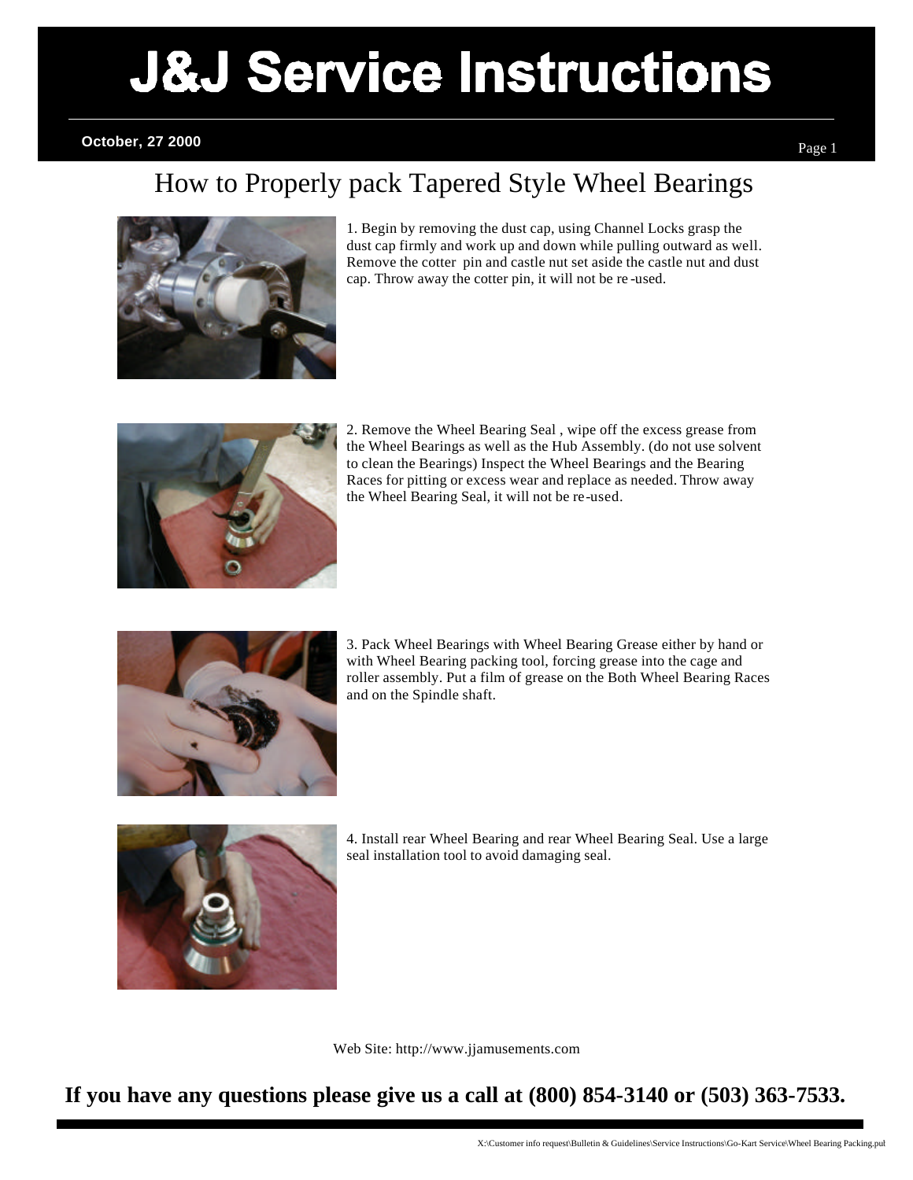# J&J Service Instructions

**October, 27 2000**

## How to Properly pack Tapered Style Wheel Bearings

1. Begin by removing the dust cap, using Channel Locks grasp the dust cap firmly and work up and down while pulling outward as well. Remove the cotter pin and castle nut set aside the castle nut and dust cap. Throw away the cotter pin, it will not be re-used.

2. Remove the Wheel Bearing Seal , wipe off the excess grease from the Wheel Bearings as well as the Hub Assembly. (do not use solvent to clean the Bearings) Inspect the Wheel Bearings and the Bearing Races for pitting or excess wear and replace as needed. Throw away the Wheel Bearing Seal, it will not be re-used.

3. Pack Wheel Bearings with Wheel Bearing Grease either by hand or with Wheel Bearing packing tool, forcing grease into the cage and roller assembly. Put a film of grease on the Both Wheel Bearing Races and on the Spindle shaft.

4. Install rear Wheel Bearing and rear Wheel Bearing Seal. Use a large seal installation tool to avoid damaging seal.

Web Site: http://www.jjamusements.com

**If you have any questions please give us a call at (800) 854-3140 or (503) 363-7533.**

X:\Customer info request\Bulletin & Guidelines\Service Instructions\Go-Kart Service\Wheel Bearing Packing.pub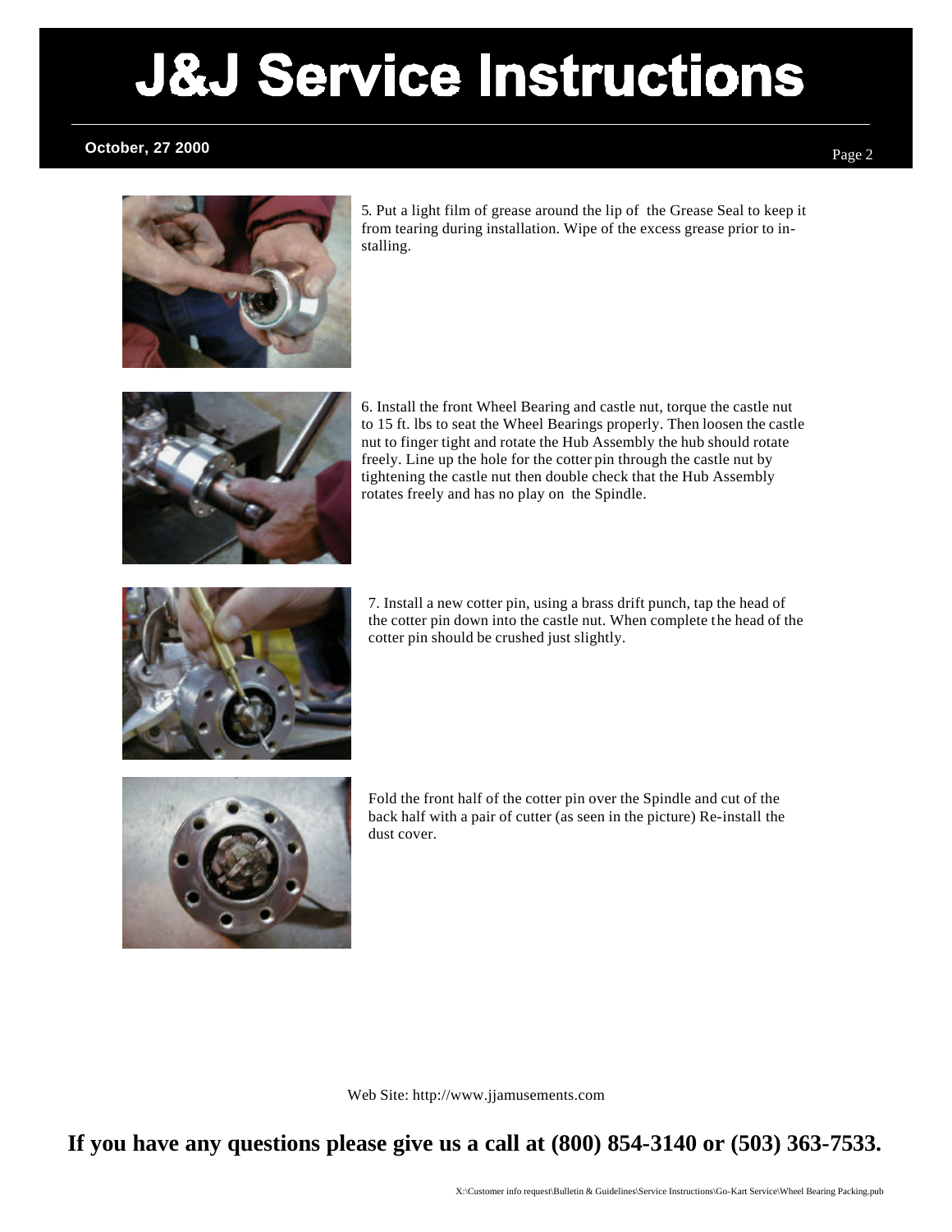5. Put a light film of grease around the lip of the Grease Seal to keep it from tearing during installation. Wipe of the excess grease prior to installing.

6. Install the front Wheel Bearing and castle nut, torque the castle nut to 15 ft. lbs to seat the Wheel Bearings properly. Then loosen the castle nut to finger tight and rotate the Hub Assembly the hub should rotate freely. Line up the hole for the cotter pin through the castle nut by tightening the castle nut then double check that the Hub Assembly rotates freely and has no play on the Spindle.

7. Install a new cotter pin, using a brass drift punch, tap the head of the cotter pin down into the castle nut. When complete the head of the cotter pin should be crushed just slightly.

Fold the front half of the cotter pin over the Spindle and cut of the back half with a pair of cutter (as seen in the picture) Re-install the dust cover.

Web Site: http://www.jjamusements.com

**If you have any questions please give us a call at (800) 854-3140 or (503) 363-7533.**

X:\Customer info request\Bulletin & Guidelines\Service Instructions\Go-Kart Service\Wheel Bearing Packing.pub